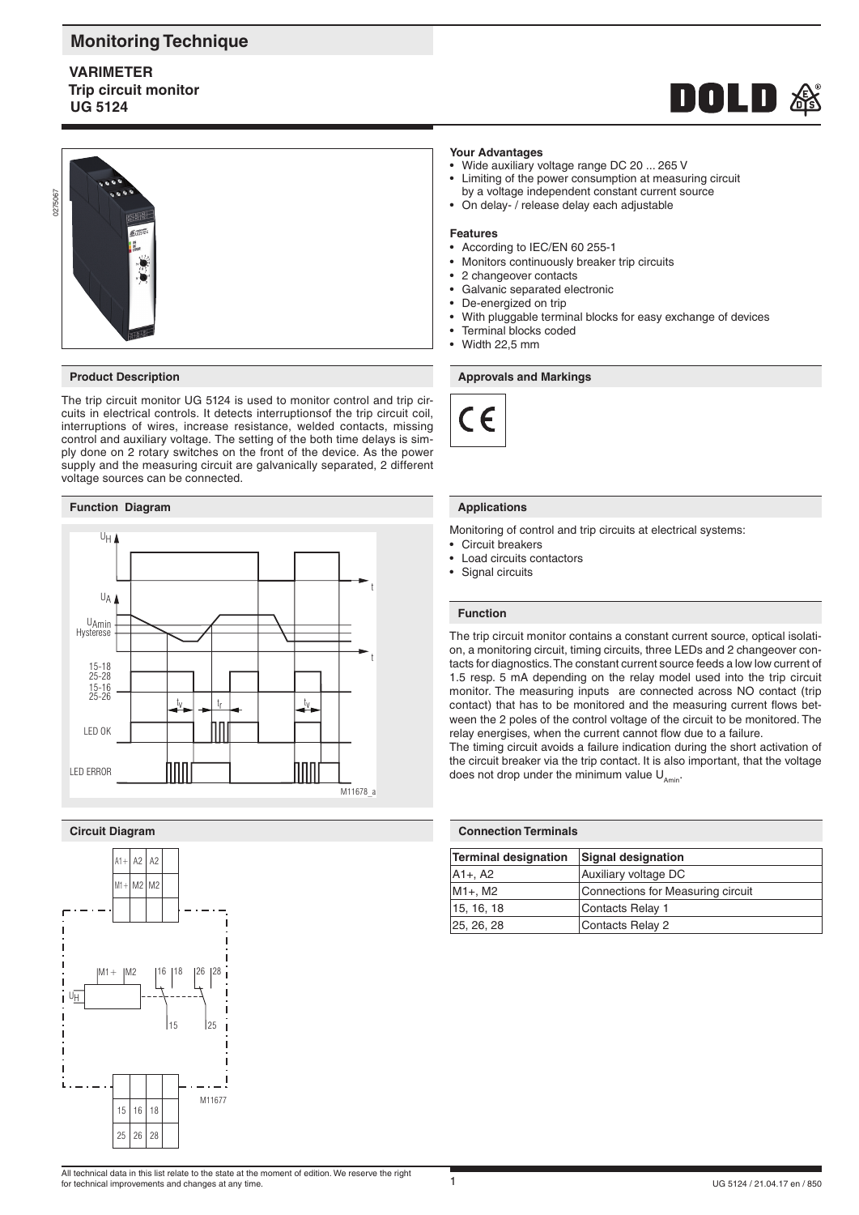# Monitoring Technique

## VARIMETER
## Trip circuit monitor
## UG 5124

### Your Advantages
- Wide auxiliary voltage range DC 20 ... 265 V
- Limiting of the power consumption at measuring circuit by a voltage independent constant current source
- On delay- / release delay each adjustable

### Features
- According to IEC/EN 60 255-1
- Monitors continuously breaker trip circuits
- 2 changeover contacts
- Galvanic separated electronic
- De-energized on trip
- With pluggable terminal blocks for easy exchange of devices
- Terminal blocks coded
- Width 22,5 mm

### Product Description

The trip circuit monitor UG 5124 is used to monitor control and trip circuits in electrical controls. It detects interruptionsof the trip circuit coil, interruptions of wires, increase resistance, welded contacts, missing control and auxiliary voltage. The setting of the both time delays is simply done on 2 rotary switches on the front of the device. As the power supply and the measuring circuit are galvanically separated, 2 different voltage sources can be connected.

### Approvals and Markings

CE

### Function Diagram

M11678_a

### Applications

Monitoring of control and trip circuits at electrical systems:
- Circuit breakers
- Load circuits contactors
- Signal circuits

### Function

The trip circuit monitor contains a constant current source, optical isolation, a monitoring circuit, timing circuits, three LEDs and 2 changeover contacts for diagnostics. The constant current source feeds a low low current of 1.5 resp. 5 mA depending on the relay model used into the trip circuit monitor. The measuring inputs are connected across NO contact (trip contact) that has to be monitored and the measuring current flows between the 2 poles of the control voltage of the circuit to be monitored. The relay energises, when the current cannot flow due to a failure.
The timing circuit avoids a failure indication during the short activation of the circuit breaker via the trip contact. It is also important, that the voltage does not drop under the minimum value $U_{Amin}$.

### Circuit Diagram

M11677

### Connection Terminals

| Terminal designation | Signal designation |
|---|---|
| A1+, A2 | Auxiliary voltage DC |
| M1+, M2 | Connections for Measuring circuit |
| 15, 16, 18 | Contacts Relay 1 |
| 25, 26, 28 | Contacts Relay 2 |

All technical data in this list relate to the state at the moment of edition. We reserve the right for technical improvements and changes at any time.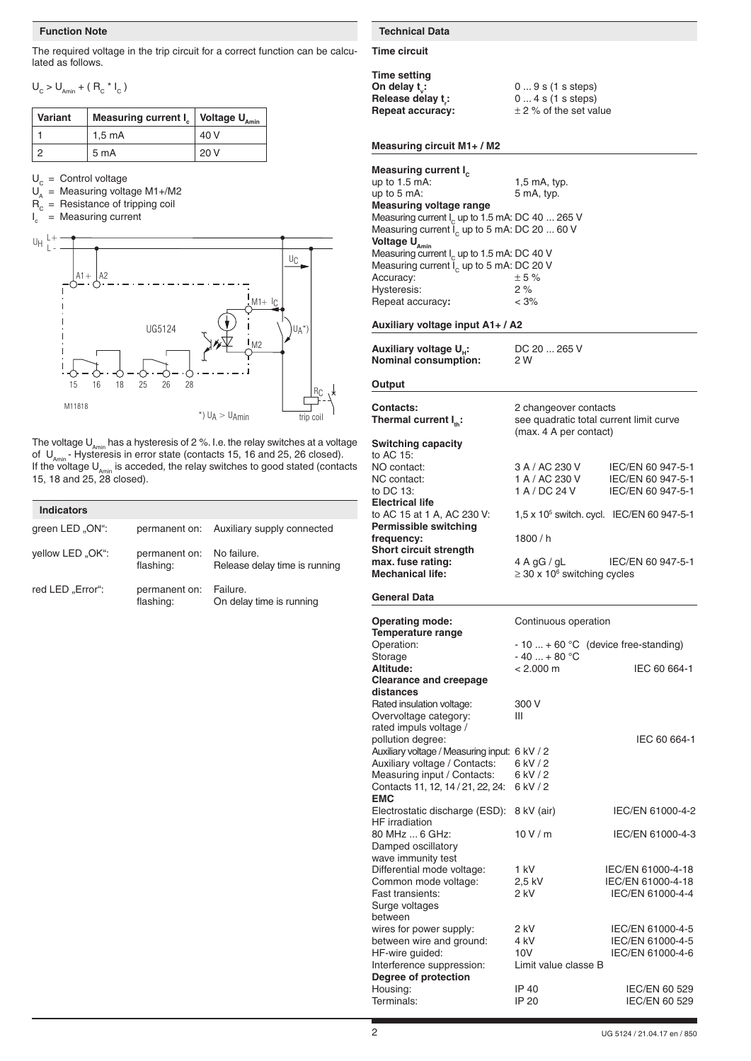## Function Note

The required voltage in the trip circuit for a correct function can be calculated as follows.

$U_C > U_{Amin} + ( R_C * I_C )$

| Variant | Measuring current $I_c$ | Voltage $U_{Amin}$ |
|---|---|---|
| 1 | 1,5 mA | 40 V |
| 2 | 5 mA | 20 V |

$U_C$ = Control voltage
$U_A$ = Measuring voltage M1+/M2
$R_C$ = Resistance of tripping coil
$I_c$ = Measuring current

The voltage $U_{Amin}$ has a hysteresis of 2 %. I.e. the relay switches at a voltage of $U_{Amin}$ - Hysteresis in error state (contacts 15, 16 and 25, 26 closed). If the voltage $U_{Amin}$ is acceded, the relay switches to good stated (contacts 15, 18 and 25, 28 closed).

## Indicators

| | | |
|---|---|---|
| green LED „ON“: | permanent on: | Auxiliary supply connected |
| yellow LED „OK“: | permanent on: | No failure. |
| | flashing: | Release delay time is running |
| red LED „Error“: | permanent on: | Failure. |
| | flashing: | On delay time is running |

## Technical Data

### Time circuit

**Time setting**
**On delay $t_v$:** 0 ... 9 s (1 s steps)
**Release delay $t_r$:** 0 ... 4 s (1 s steps)
**Repeat accuracy:** ± 2 % of the set value

### Measuring circuit M1+ / M2

**Measuring current $I_c$**
up to 1.5 mA: 1,5 mA, typ.
up to 5 mA: 5 mA, typ.
**Measuring voltage range**
Measuring current $I_c$ up to 1.5 mA: DC 40 ... 265 V
Measuring current $I_c$ up to 5 mA: DC 20 ... 60 V
**Voltage $U_{Amin}$**
Measuring current $I_c$ up to 1.5 mA: DC 40 V
Measuring current $I_c$ up to 5 mA: DC 20 V
Accuracy: ± 5 %
Hysteresis: 2 %
Repeat accuracy: < 3%

### Auxiliary voltage input A1+ / A2

**Auxiliary voltage $U_H$:** DC 20 ... 265 V
**Nominal consumption:** 2 W

### Output

**Contacts:** 2 changeover contacts
**Thermal current $I_{th}$:** see quadratic total current limit curve (max. 4 A per contact)
**Switching capacity**
to AC 15:
NO contact: 3 A / AC 230 V IEC/EN 60 947-5-1
NC contact: 1 A / AC 230 V IEC/EN 60 947-5-1
to DC 13: 1 A / DC 24 V IEC/EN 60 947-5-1
**Electrical life**
to AC 15 at 1 A, AC 230 V: $1,5 \times 10^5$ switch. cycl. IEC/EN 60 947-5-1
**Permissible switching frequency:** 1800 / h
**Short circuit strength**
**max. fuse rating:** 4 A gG / gL IEC/EN 60 947-5-1
**Mechanical life:** $\geq 30 \times 10^6$ switching cycles

### General Data

**Operating mode:** Continuous operation
**Temperature range**
Operation: - 10 ... + 60 °C (device free-standing)
Storage - 40 ... + 80 °C
**Altitude:** < 2.000 m IEC 60 664-1
**Clearance and creepage distances**
Rated insulation voltage: 300 V
Overvoltage category: III
rated impuls voltage / pollution degree: IEC 60 664-1
Auxiliary voltage / Measuring input: 6 kV / 2
Auxiliary voltage / Contacts: 6 kV / 2
Measuring input / Contacts: 6 kV / 2
Contacts 11, 12, 14 / 21, 22, 24: 6 kV / 2
**EMC**
Electrostatic discharge (ESD): 8 kV (air) IEC/EN 61000-4-2
HF irradiation
80 MHz ... 6 GHz: 10 V / m IEC/EN 61000-4-3
Damped oscillatory wave immunity test
Differential mode voltage: 1 kV IEC/EN 61000-4-18
Common mode voltage: 2,5 kV IEC/EN 61000-4-18
Fast transients: 2 kV IEC/EN 61000-4-4
Surge voltages between
wires for power supply: 2 kV IEC/EN 61000-4-5
between wire and ground: 4 kV IEC/EN 61000-4-5
HF-wire guided: 10V IEC/EN 61000-4-6
Interference suppression: Limit value classe B
**Degree of protection**
Housing: IP 40 IEC/EN 60 529
Terminals: IP 20 IEC/EN 60 529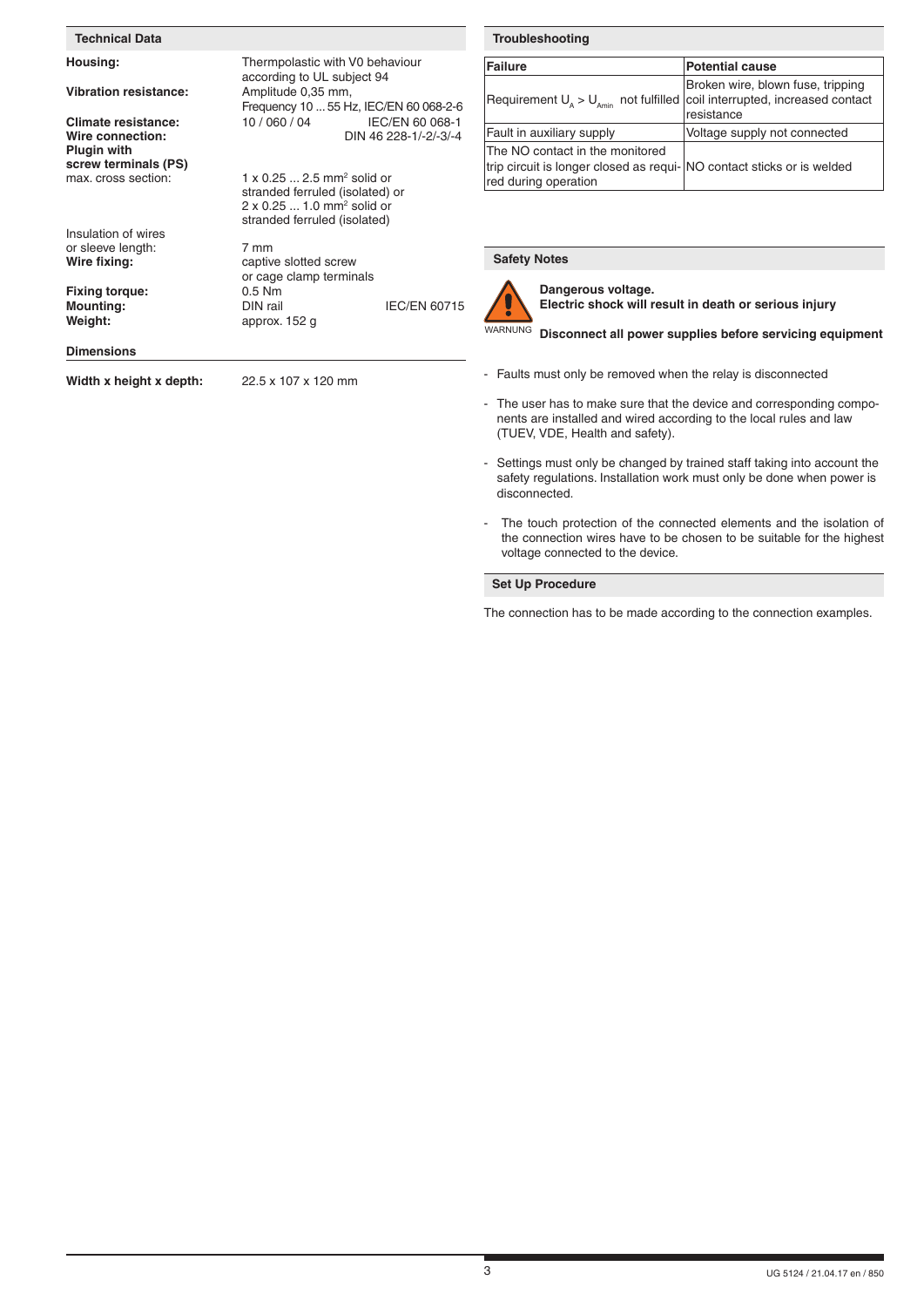## Technical Data

**Housing:** Thermpolastic with V0 behaviour according to UL subject 94

**Vibration resistance:** Amplitude 0,35 mm, Frequency 10 ... 55 Hz, IEC/EN 60 068-2-6

**Climate resistance:** 10 / 060 / 04 IEC/EN 60 068-1

**Wire connection:** DIN 46 228-1/-2/-3/-4

**Plugin with screw terminals (PS)**

max. cross section: 1 x 0.25 ... 2.5 mm² solid or stranded ferruled (isolated) or 2 x 0.25 ... 1.0 mm² solid or stranded ferruled (isolated)

Insulation of wires or sleeve length: 7 mm

**Wire fixing:** captive slotted screw or cage clamp terminals

**Fixing torque:** 0.5 Nm

**Mounting:** DIN rail IEC/EN 60715

**Weight:** approx. 152 g

## Dimensions

**Width x height x depth:** 22.5 x 107 x 120 mm

## Troubleshooting

| Failure | Potential cause |
|---|---|
| Requirement $U_A > U_{Amin}$ not fulfilled | Broken wire, blown fuse, tripping coil interrupted, increased contact resistance |
| Fault in auxiliary supply | Voltage supply not connected |
| The NO contact in the monitored trip circuit is longer closed as required during operation | NO contact sticks or is welded |

## Safety Notes

WARNUNG

**Dangerous voltage.**
**Electric shock will result in death or serious injury**

**Disconnect all power supplies before servicing equipment**

- Faults must only be removed when the relay is disconnected
- The user has to make sure that the device and corresponding components are installed and wired according to the local rules and law (TUEV, VDE, Health and safety).
- Settings must only be changed by trained staff taking into account the safety regulations. Installation work must only be done when power is disconnected.
- The touch protection of the connected elements and the isolation of the connection wires have to be chosen to be suitable for the highest voltage connected to the device.

## Set Up Procedure

The connection has to be made according to the connection examples.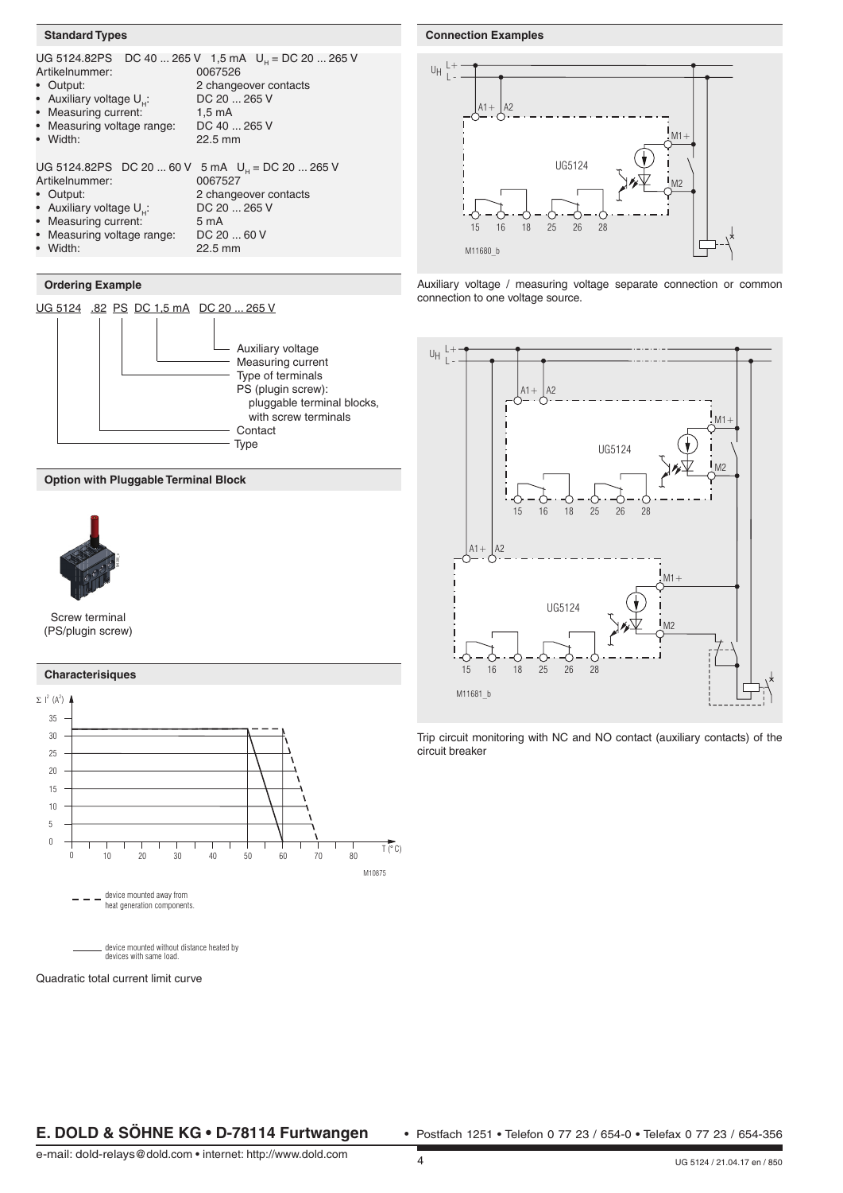## Standard Types

UG 5124.82PS DC 40 ... 265 V 1,5 mA $U_H$ = DC 20 ... 265 V

Artikelnummer: 0067526

- Output: 2 changeover contacts
- Auxiliary voltage $U_H$: DC 20 ... 265 V
- Measuring current: 1,5 mA
- Measuring voltage range: DC 40 ... 265 V
- Width: 22.5 mm

UG 5124.82PS DC 20 ... 60 V 5 mA $U_H$ = DC 20 ... 265 V

Artikelnummer: 0067527

- Output: 2 changeover contacts
- Auxiliary voltage $U_H$: DC 20 ... 265 V
- Measuring current: 5 mA
- Measuring voltage range: DC 20 ... 60 V
- Width: 22.5 mm

## Ordering Example

UG 5124 .82 PS DC 1,5 mA DC 20 ... 265 V

- Auxiliary voltage
- Measuring current
- Type of terminals
- PS (plugin screw): pluggable terminal blocks, with screw terminals
- Contact
- Type

## Option with Pluggable Terminal Block

Screw terminal
(PS/plugin screw)

## Characterisiques

$\Sigma$ $I^2$ ($A^2$)
35
30
25
20
15
10
5
0
0 10 20 30 40 50 60 70 80
T (°C)
M10875

device mounted away from heat generation components.

device mounted without distance heated by devices with same load.

Quadratic total current limit curve

## Connection Examples

$U_H$ L+ L-
A1+ A2
M1+
UG5124
M2
15 16 18 25 26 28
M11680_b

Auxiliary voltage / measuring voltage separate connection or common connection to one voltage source.

$U_H$ L+ L-
A1+ A2
M1+
UG5124
M2
15 16 18 25 26 28
A1+ A2
M1+
UG5124
M2
15 16 18 25 26 28
M11681_b

Trip circuit monitoring with NC and NO contact (auxiliary contacts) of the circuit breaker

**E. DOLD & SÖHNE KG • D-78114 Furtwangen** • Postfach 1251 • Telefon 0 77 23 / 654-0 • Telefax 0 77 23 / 654-356

e-mail: dold-relays@dold.com • internet: http://www.dold.com